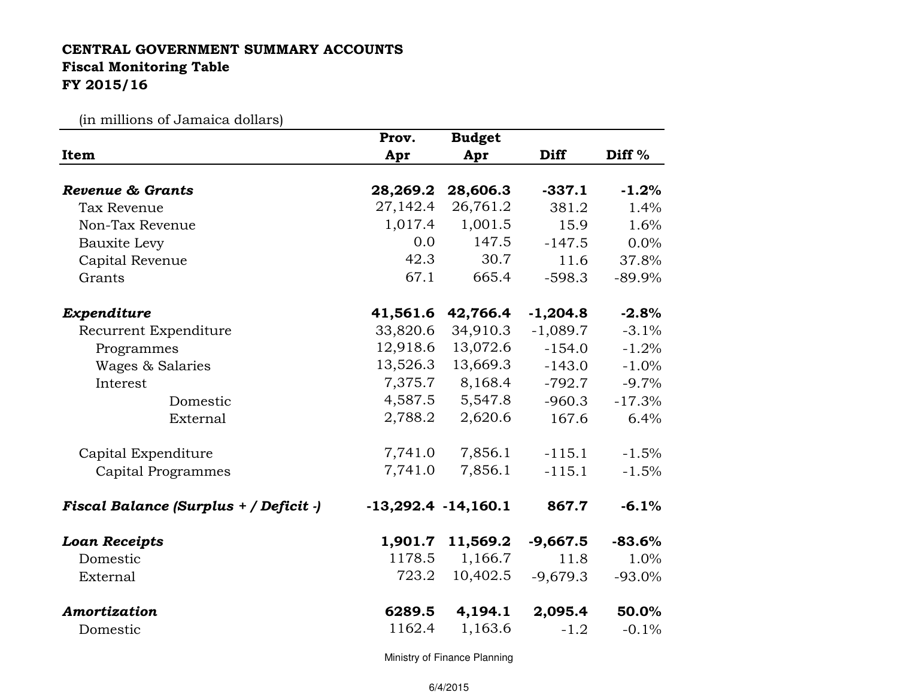**CENTRAL GOVERNMENT SUMMARY ACCOUNTS**
**Fiscal Monitoring Table**
**FY 2015/16**

(in millions of Jamaica dollars)

| Item | Prov. Apr | Budget Apr | Diff | Diff % |
|---|---|---|---|---|
| ***Revenue & Grants*** | **28,269.2** | **28,606.3** | **-337.1** | **-1.2%** |
| Tax Revenue | 27,142.4 | 26,761.2 | 381.2 | 1.4% |
| Non-Tax Revenue | 1,017.4 | 1,001.5 | 15.9 | 1.6% |
| Bauxite Levy | 0.0 | 147.5 | -147.5 | 0.0% |
| Capital Revenue | 42.3 | 30.7 | 11.6 | 37.8% |
| Grants | 67.1 | 665.4 | -598.3 | -89.9% |
| ***Expenditure*** | **41,561.6** | **42,766.4** | **-1,204.8** | **-2.8%** |
| Recurrent Expenditure | 33,820.6 | 34,910.3 | -1,089.7 | -3.1% |
| Programmes | 12,918.6 | 13,072.6 | -154.0 | -1.2% |
| Wages & Salaries | 13,526.3 | 13,669.3 | -143.0 | -1.0% |
| Interest | 7,375.7 | 8,168.4 | -792.7 | -9.7% |
| Domestic | 4,587.5 | 5,547.8 | -960.3 | -17.3% |
| External | 2,788.2 | 2,620.6 | 167.6 | 6.4% |
| Capital Expenditure | 7,741.0 | 7,856.1 | -115.1 | -1.5% |
| Capital Programmes | 7,741.0 | 7,856.1 | -115.1 | -1.5% |
| ***Fiscal Balance (Surplus + / Deficit -)*** | **-13,292.4** | **-14,160.1** | **867.7** | **-6.1%** |
| ***Loan Receipts*** | **1,901.7** | **11,569.2** | **-9,667.5** | **-83.6%** |
| Domestic | 1178.5 | 1,166.7 | 11.8 | 1.0% |
| External | 723.2 | 10,402.5 | -9,679.3 | -93.0% |
| ***Amortization*** | **6289.5** | **4,194.1** | **2,095.4** | **50.0%** |
| Domestic | 1162.4 | 1,163.6 | -1.2 | -0.1% |

Ministry of Finance Planning

6/4/2015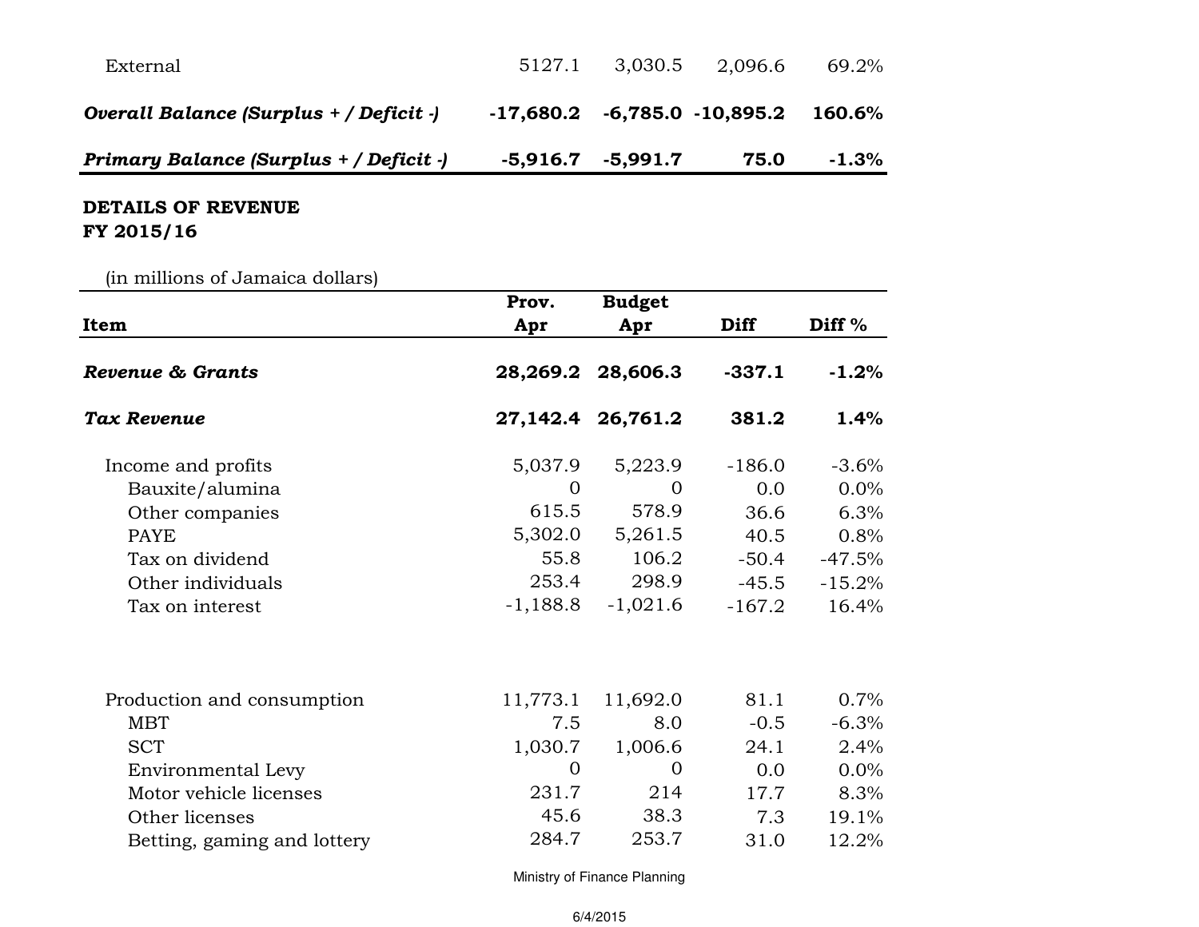| | | | | |
|---|---|---|---|---|
| External | 5127.1 | 3,030.5 | 2,096.6 | 69.2% |
| ***Overall Balance (Surplus + / Deficit -)*** | **-17,680.2** | **-6,785.0** | **-10,895.2** | **160.6%** |
| ***Primary Balance (Surplus + / Deficit -)*** | **-5,916.7** | **-5,991.7** | **75.0** | **-1.3%** |

**DETAILS OF REVENUE**
**FY 2015/16**

(in millions of Jamaica dollars)

| Item | Prov. Apr | Budget Apr | Diff | Diff % |
|---|---|---|---|---|
| ***Revenue & Grants*** | **28,269.2** | **28,606.3** | **-337.1** | **-1.2%** |
| ***Tax Revenue*** | **27,142.4** | **26,761.2** | **381.2** | **1.4%** |
| Income and profits | 5,037.9 | 5,223.9 | -186.0 | -3.6% |
| Bauxite/alumina | 0 | 0 | 0.0 | 0.0% |
| Other companies | 615.5 | 578.9 | 36.6 | 6.3% |
| PAYE | 5,302.0 | 5,261.5 | 40.5 | 0.8% |
| Tax on dividend | 55.8 | 106.2 | -50.4 | -47.5% |
| Other individuals | 253.4 | 298.9 | -45.5 | -15.2% |
| Tax on interest | -1,188.8 | -1,021.6 | -167.2 | 16.4% |
| Production and consumption | 11,773.1 | 11,692.0 | 81.1 | 0.7% |
| MBT | 7.5 | 8.0 | -0.5 | -6.3% |
| SCT | 1,030.7 | 1,006.6 | 24.1 | 2.4% |
| Environmental Levy | 0 | 0 | 0.0 | 0.0% |
| Motor vehicle licenses | 231.7 | 214 | 17.7 | 8.3% |
| Other licenses | 45.6 | 38.3 | 7.3 | 19.1% |
| Betting, gaming and lottery | 284.7 | 253.7 | 31.0 | 12.2% |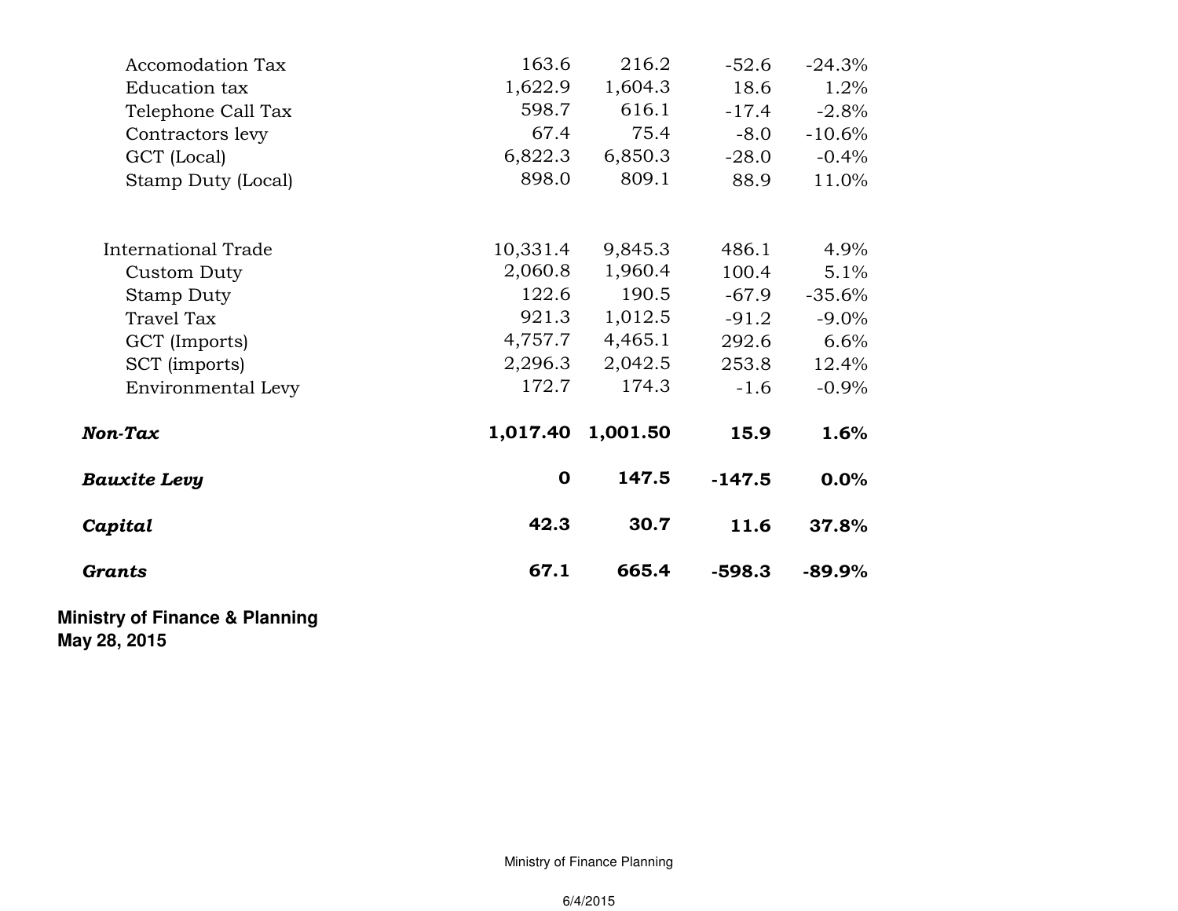| | | | | |
|---|---|---|---|---|
| Accomodation Tax | 163.6 | 216.2 | -52.6 | -24.3% |
| Education tax | 1,622.9 | 1,604.3 | 18.6 | 1.2% |
| Telephone Call Tax | 598.7 | 616.1 | -17.4 | -2.8% |
| Contractors levy | 67.4 | 75.4 | -8.0 | -10.6% |
| GCT (Local) | 6,822.3 | 6,850.3 | -28.0 | -0.4% |
| Stamp Duty (Local) | 898.0 | 809.1 | 88.9 | 11.0% |
| | | | | |
| International Trade | 10,331.4 | 9,845.3 | 486.1 | 4.9% |
| Custom Duty | 2,060.8 | 1,960.4 | 100.4 | 5.1% |
| Stamp Duty | 122.6 | 190.5 | -67.9 | -35.6% |
| Travel Tax | 921.3 | 1,012.5 | -91.2 | -9.0% |
| GCT (Imports) | 4,757.7 | 4,465.1 | 292.6 | 6.6% |
| SCT (imports) | 2,296.3 | 2,042.5 | 253.8 | 12.4% |
| Environmental Levy | 172.7 | 174.3 | -1.6 | -0.9% |
| ***Non-Tax*** | **1,017.40** | **1,001.50** | **15.9** | **1.6%** |
| ***Bauxite Levy*** | **0** | **147.5** | **-147.5** | **0.0%** |
| ***Capital*** | **42.3** | **30.7** | **11.6** | **37.8%** |
| ***Grants*** | **67.1** | **665.4** | **-598.3** | **-89.9%** |

**Ministry of Finance & Planning**
**May 28, 2015**